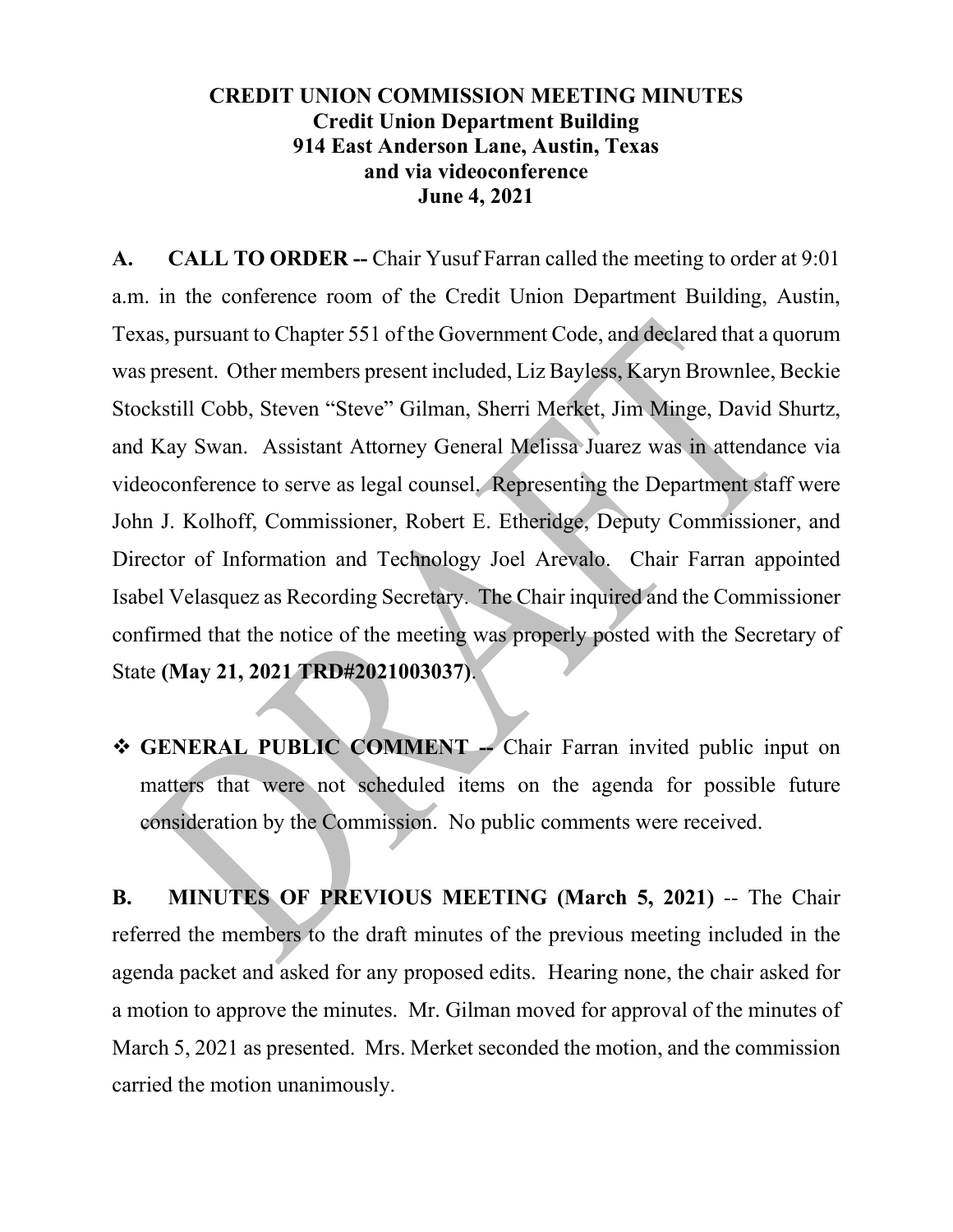**CREDIT UNION COMMISSION MEETING MINUTES**
**Credit Union Department Building**
**914 East Anderson Lane, Austin, Texas**
**and via videoconference**
**June 4, 2021**

**A. CALL TO ORDER --** Chair Yusuf Farran called the meeting to order at 9:01 a.m. in the conference room of the Credit Union Department Building, Austin, Texas, pursuant to Chapter 551 of the Government Code, and declared that a quorum was present. Other members present included, Liz Bayless, Karyn Brownlee, Beckie Stockstill Cobb, Steven "Steve" Gilman, Sherri Merket, Jim Minge, David Shurtz, and Kay Swan. Assistant Attorney General Melissa Juarez was in attendance via videoconference to serve as legal counsel. Representing the Department staff were John J. Kolhoff, Commissioner, Robert E. Etheridge, Deputy Commissioner, and Director of Information and Technology Joel Arevalo. Chair Farran appointed Isabel Velasquez as Recording Secretary. The Chair inquired and the Commissioner confirmed that the notice of the meeting was properly posted with the Secretary of State **(May 21, 2021 TRD#2021003037)**.

- **GENERAL PUBLIC COMMENT --** Chair Farran invited public input on matters that were not scheduled items on the agenda for possible future consideration by the Commission. No public comments were received.

**B. MINUTES OF PREVIOUS MEETING (March 5, 2021)** -- The Chair referred the members to the draft minutes of the previous meeting included in the agenda packet and asked for any proposed edits. Hearing none, the chair asked for a motion to approve the minutes. Mr. Gilman moved for approval of the minutes of March 5, 2021 as presented. Mrs. Merket seconded the motion, and the commission carried the motion unanimously.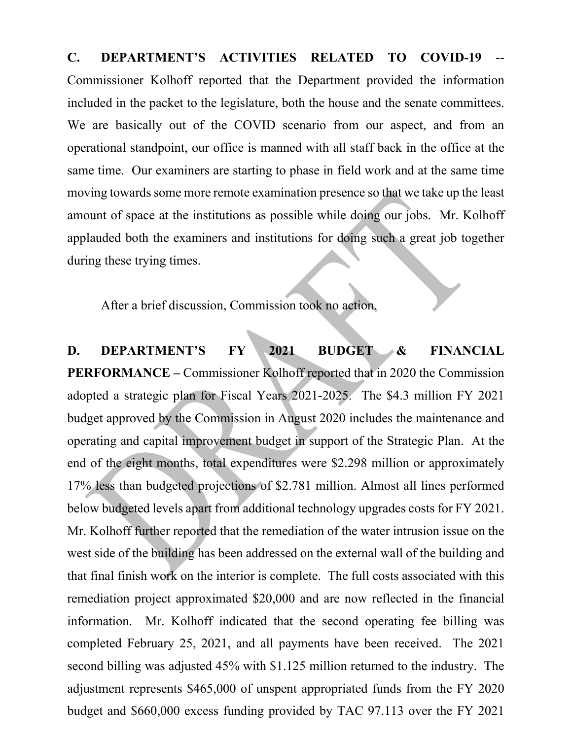**C. DEPARTMENT'S ACTIVITIES RELATED TO COVID-19** -- Commissioner Kolhoff reported that the Department provided the information included in the packet to the legislature, both the house and the senate committees. We are basically out of the COVID scenario from our aspect, and from an operational standpoint, our office is manned with all staff back in the office at the same time. Our examiners are starting to phase in field work and at the same time moving towards some more remote examination presence so that we take up the least amount of space at the institutions as possible while doing our jobs. Mr. Kolhoff applauded both the examiners and institutions for doing such a great job together during these trying times.

After a brief discussion, Commission took no action.

**D. DEPARTMENT'S FY 2021 BUDGET & FINANCIAL PERFORMANCE –** Commissioner Kolhoff reported that in 2020 the Commission adopted a strategic plan for Fiscal Years 2021-2025. The $4.3 million FY 2021 budget approved by the Commission in August 2020 includes the maintenance and operating and capital improvement budget in support of the Strategic Plan. At the end of the eight months, total expenditures were $2.298 million or approximately 17% less than budgeted projections of $2.781 million. Almost all lines performed below budgeted levels apart from additional technology upgrades costs for FY 2021. Mr. Kolhoff further reported that the remediation of the water intrusion issue on the west side of the building has been addressed on the external wall of the building and that final finish work on the interior is complete. The full costs associated with this remediation project approximated $20,000 and are now reflected in the financial information. Mr. Kolhoff indicated that the second operating fee billing was completed February 25, 2021, and all payments have been received. The 2021 second billing was adjusted 45% with $1.125 million returned to the industry. The adjustment represents $465,000 of unspent appropriated funds from the FY 2020 budget and $660,000 excess funding provided by TAC 97.113 over the FY 2021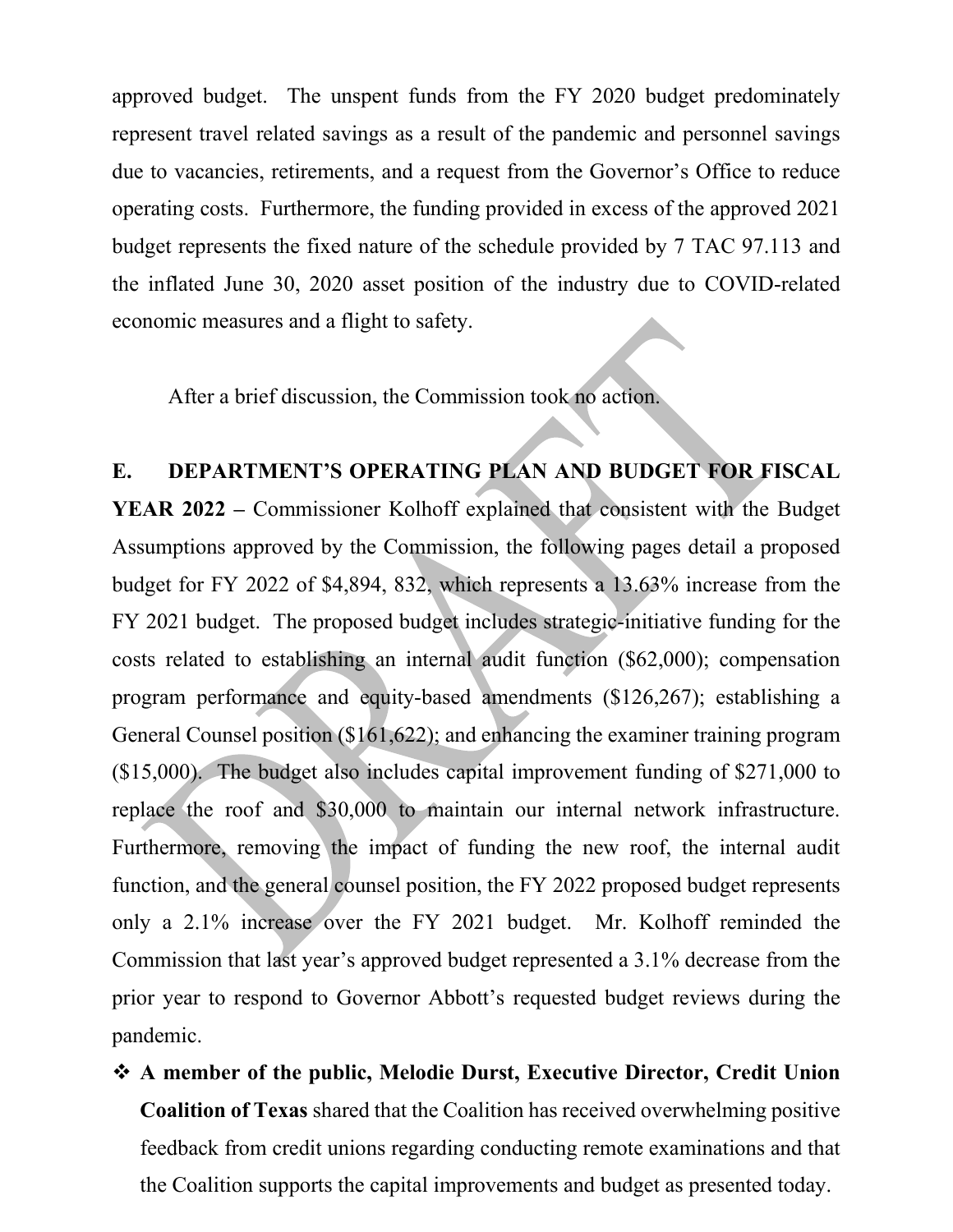approved budget. The unspent funds from the FY 2020 budget predominately represent travel related savings as a result of the pandemic and personnel savings due to vacancies, retirements, and a request from the Governor's Office to reduce operating costs. Furthermore, the funding provided in excess of the approved 2021 budget represents the fixed nature of the schedule provided by 7 TAC 97.113 and the inflated June 30, 2020 asset position of the industry due to COVID-related economic measures and a flight to safety.

After a brief discussion, the Commission took no action.

**E. DEPARTMENT'S OPERATING PLAN AND BUDGET FOR FISCAL YEAR 2022 –** Commissioner Kolhoff explained that consistent with the Budget Assumptions approved by the Commission, the following pages detail a proposed budget for FY 2022 of $4,894, 832, which represents a 13.63% increase from the FY 2021 budget. The proposed budget includes strategic-initiative funding for the costs related to establishing an internal audit function ($62,000); compensation program performance and equity-based amendments ($126,267); establishing a General Counsel position ($161,622); and enhancing the examiner training program ($15,000). The budget also includes capital improvement funding of $271,000 to replace the roof and $30,000 to maintain our internal network infrastructure. Furthermore, removing the impact of funding the new roof, the internal audit function, and the general counsel position, the FY 2022 proposed budget represents only a 2.1% increase over the FY 2021 budget. Mr. Kolhoff reminded the Commission that last year's approved budget represented a 3.1% decrease from the prior year to respond to Governor Abbott's requested budget reviews during the pandemic.

- **A member of the public, Melodie Durst, Executive Director, Credit Union Coalition of Texas** shared that the Coalition has received overwhelming positive feedback from credit unions regarding conducting remote examinations and that the Coalition supports the capital improvements and budget as presented today.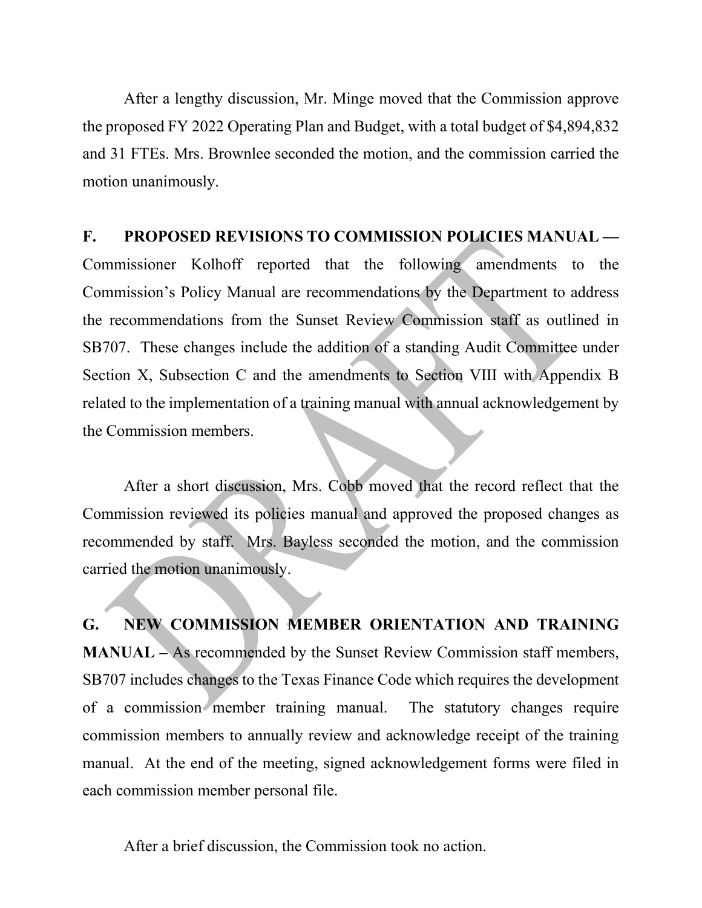After a lengthy discussion, Mr. Minge moved that the Commission approve the proposed FY 2022 Operating Plan and Budget, with a total budget of $4,894,832 and 31 FTEs. Mrs. Brownlee seconded the motion, and the commission carried the motion unanimously.

**F. PROPOSED REVISIONS TO COMMISSION POLICIES MANUAL —** Commissioner Kolhoff reported that the following amendments to the Commission's Policy Manual are recommendations by the Department to address the recommendations from the Sunset Review Commission staff as outlined in SB707. These changes include the addition of a standing Audit Committee under Section X, Subsection C and the amendments to Section VIII with Appendix B related to the implementation of a training manual with annual acknowledgement by the Commission members.

After a short discussion, Mrs. Cobb moved that the record reflect that the Commission reviewed its policies manual and approved the proposed changes as recommended by staff. Mrs. Bayless seconded the motion, and the commission carried the motion unanimously.

**G. NEW COMMISSION MEMBER ORIENTATION AND TRAINING MANUAL –** As recommended by the Sunset Review Commission staff members, SB707 includes changes to the Texas Finance Code which requires the development of a commission member training manual. The statutory changes require commission members to annually review and acknowledge receipt of the training manual. At the end of the meeting, signed acknowledgement forms were filed in each commission member personal file.

After a brief discussion, the Commission took no action.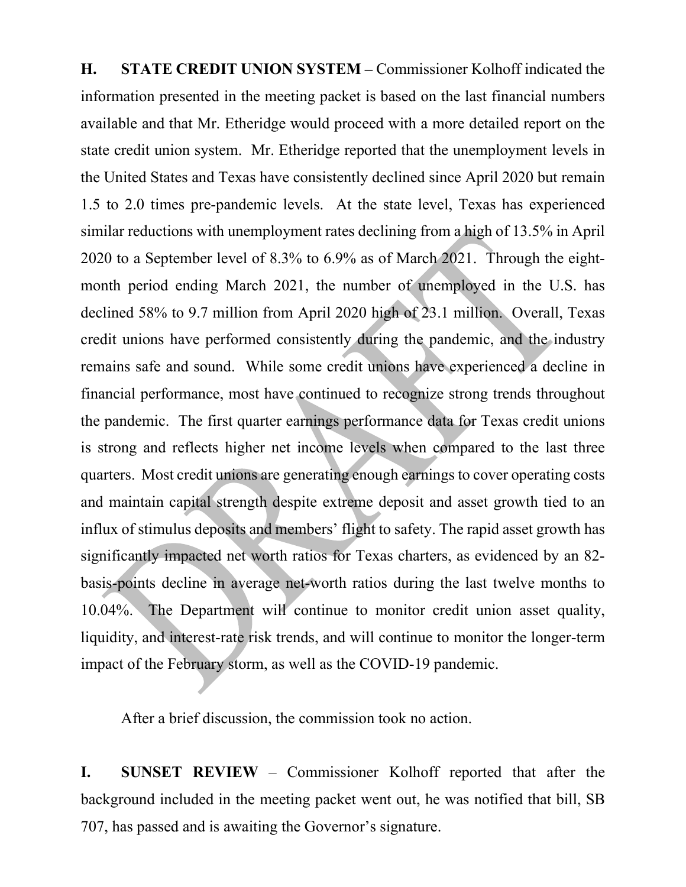**H. STATE CREDIT UNION SYSTEM –** Commissioner Kolhoff indicated the information presented in the meeting packet is based on the last financial numbers available and that Mr. Etheridge would proceed with a more detailed report on the state credit union system. Mr. Etheridge reported that the unemployment levels in the United States and Texas have consistently declined since April 2020 but remain 1.5 to 2.0 times pre-pandemic levels. At the state level, Texas has experienced similar reductions with unemployment rates declining from a high of 13.5% in April 2020 to a September level of 8.3% to 6.9% as of March 2021. Through the eight-month period ending March 2021, the number of unemployed in the U.S. has declined 58% to 9.7 million from April 2020 high of 23.1 million. Overall, Texas credit unions have performed consistently during the pandemic, and the industry remains safe and sound. While some credit unions have experienced a decline in financial performance, most have continued to recognize strong trends throughout the pandemic. The first quarter earnings performance data for Texas credit unions is strong and reflects higher net income levels when compared to the last three quarters. Most credit unions are generating enough earnings to cover operating costs and maintain capital strength despite extreme deposit and asset growth tied to an influx of stimulus deposits and members' flight to safety. The rapid asset growth has significantly impacted net worth ratios for Texas charters, as evidenced by an 82-basis-points decline in average net-worth ratios during the last twelve months to 10.04%. The Department will continue to monitor credit union asset quality, liquidity, and interest-rate risk trends, and will continue to monitor the longer-term impact of the February storm, as well as the COVID-19 pandemic.

After a brief discussion, the commission took no action.

**I. SUNSET REVIEW** – Commissioner Kolhoff reported that after the background included in the meeting packet went out, he was notified that bill, SB 707, has passed and is awaiting the Governor's signature.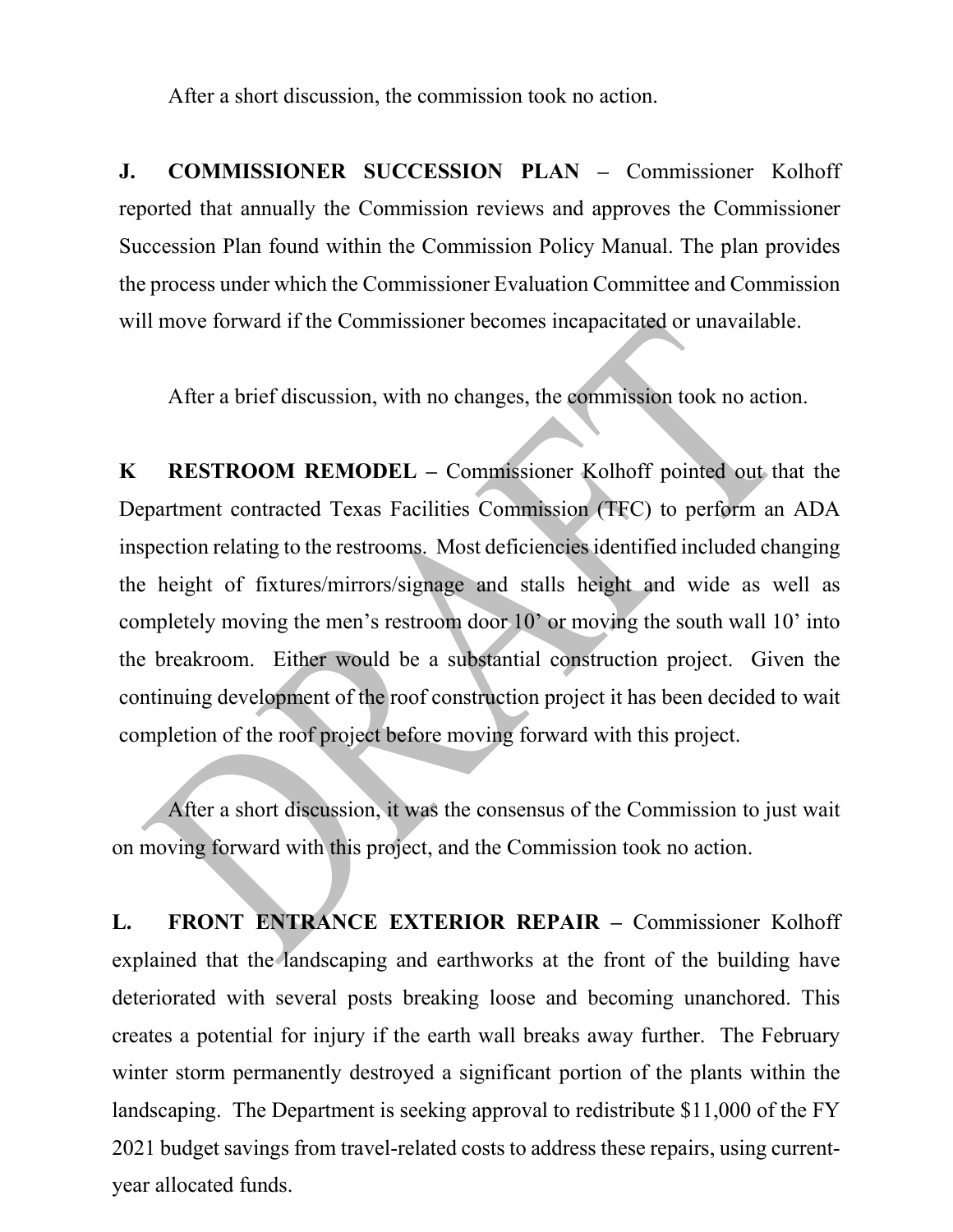After a short discussion, the commission took no action.

**J. COMMISSIONER SUCCESSION PLAN –** Commissioner Kolhoff reported that annually the Commission reviews and approves the Commissioner Succession Plan found within the Commission Policy Manual. The plan provides the process under which the Commissioner Evaluation Committee and Commission will move forward if the Commissioner becomes incapacitated or unavailable.

After a brief discussion, with no changes, the commission took no action.

**K RESTROOM REMODEL –** Commissioner Kolhoff pointed out that the Department contracted Texas Facilities Commission (TFC) to perform an ADA inspection relating to the restrooms. Most deficiencies identified included changing the height of fixtures/mirrors/signage and stalls height and wide as well as completely moving the men's restroom door 10' or moving the south wall 10' into the breakroom. Either would be a substantial construction project. Given the continuing development of the roof construction project it has been decided to wait completion of the roof project before moving forward with this project.

After a short discussion, it was the consensus of the Commission to just wait on moving forward with this project, and the Commission took no action.

**L. FRONT ENTRANCE EXTERIOR REPAIR –** Commissioner Kolhoff explained that the landscaping and earthworks at the front of the building have deteriorated with several posts breaking loose and becoming unanchored. This creates a potential for injury if the earth wall breaks away further. The February winter storm permanently destroyed a significant portion of the plants within the landscaping. The Department is seeking approval to redistribute $11,000 of the FY 2021 budget savings from travel-related costs to address these repairs, using current-year allocated funds.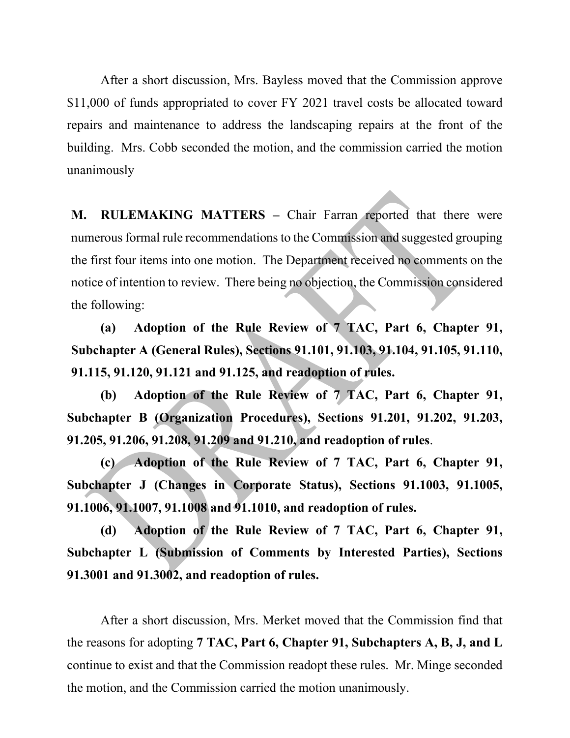After a short discussion, Mrs. Bayless moved that the Commission approve $11,000 of funds appropriated to cover FY 2021 travel costs be allocated toward repairs and maintenance to address the landscaping repairs at the front of the building. Mrs. Cobb seconded the motion, and the commission carried the motion unanimously

**M. RULEMAKING MATTERS –** Chair Farran reported that there were numerous formal rule recommendations to the Commission and suggested grouping the first four items into one motion. The Department received no comments on the notice of intention to review. There being no objection, the Commission considered the following:

**(a) Adoption of the Rule Review of 7 TAC, Part 6, Chapter 91, Subchapter A (General Rules), Sections 91.101, 91.103, 91.104, 91.105, 91.110, 91.115, 91.120, 91.121 and 91.125, and readoption of rules.**

**(b) Adoption of the Rule Review of 7 TAC, Part 6, Chapter 91, Subchapter B (Organization Procedures), Sections 91.201, 91.202, 91.203, 91.205, 91.206, 91.208, 91.209 and 91.210, and readoption of rules**.

**(c) Adoption of the Rule Review of 7 TAC, Part 6, Chapter 91, Subchapter J (Changes in Corporate Status), Sections 91.1003, 91.1005, 91.1006, 91.1007, 91.1008 and 91.1010, and readoption of rules.**

**(d) Adoption of the Rule Review of 7 TAC, Part 6, Chapter 91, Subchapter L (Submission of Comments by Interested Parties), Sections 91.3001 and 91.3002, and readoption of rules.**

After a short discussion, Mrs. Merket moved that the Commission find that the reasons for adopting **7 TAC, Part 6, Chapter 91, Subchapters A, B, J, and L** continue to exist and that the Commission readopt these rules. Mr. Minge seconded the motion, and the Commission carried the motion unanimously.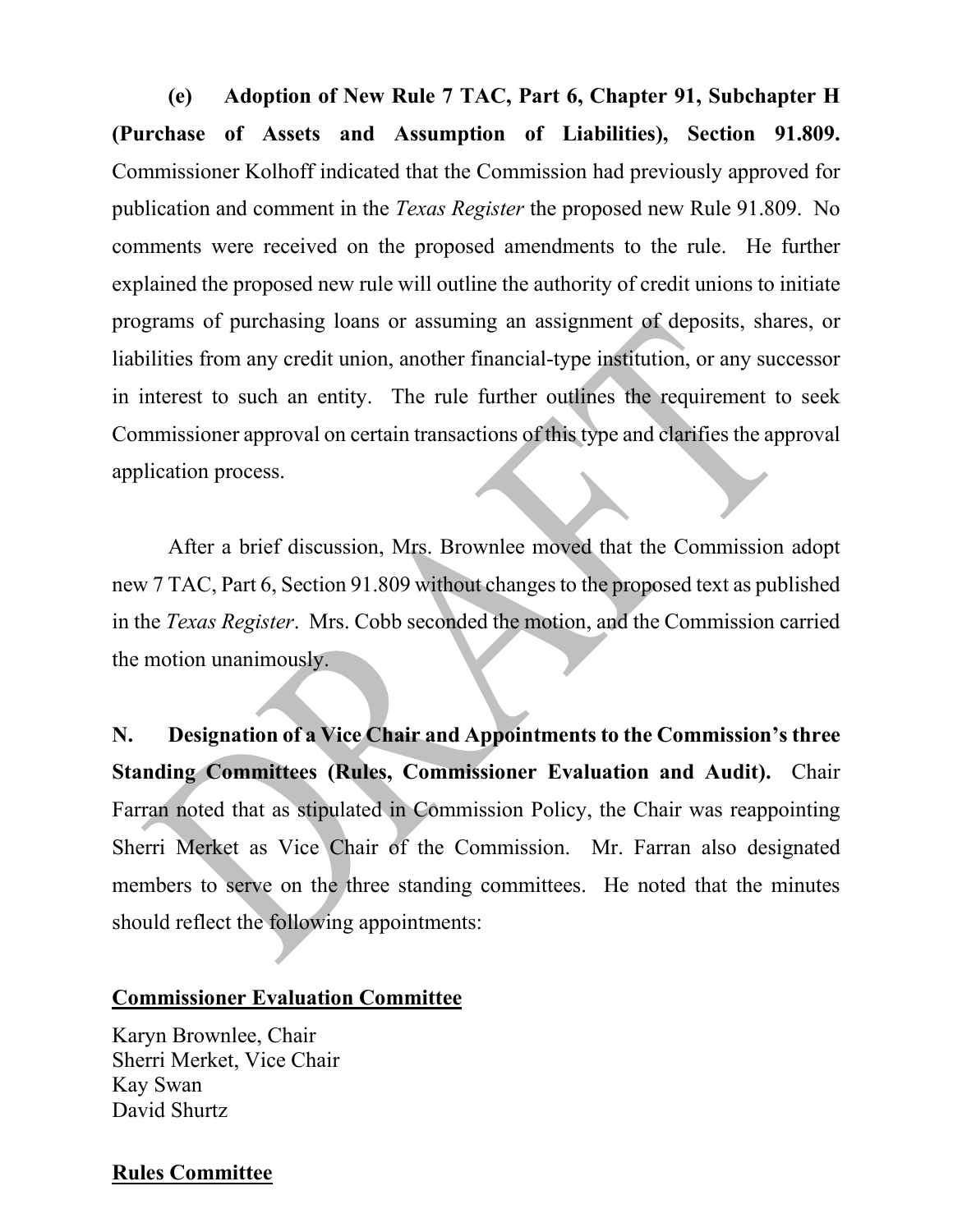**(e) Adoption of New Rule 7 TAC, Part 6, Chapter 91, Subchapter H (Purchase of Assets and Assumption of Liabilities), Section 91.809.** Commissioner Kolhoff indicated that the Commission had previously approved for publication and comment in the *Texas Register* the proposed new Rule 91.809. No comments were received on the proposed amendments to the rule. He further explained the proposed new rule will outline the authority of credit unions to initiate programs of purchasing loans or assuming an assignment of deposits, shares, or liabilities from any credit union, another financial-type institution, or any successor in interest to such an entity. The rule further outlines the requirement to seek Commissioner approval on certain transactions of this type and clarifies the approval application process.

After a brief discussion, Mrs. Brownlee moved that the Commission adopt new 7 TAC, Part 6, Section 91.809 without changes to the proposed text as published in the *Texas Register*. Mrs. Cobb seconded the motion, and the Commission carried the motion unanimously.

**N. Designation of a Vice Chair and Appointments to the Commission's three Standing Committees (Rules, Commissioner Evaluation and Audit).** Chair Farran noted that as stipulated in Commission Policy, the Chair was reappointing Sherri Merket as Vice Chair of the Commission. Mr. Farran also designated members to serve on the three standing committees. He noted that the minutes should reflect the following appointments:

**Commissioner Evaluation Committee**

Karyn Brownlee, Chair
Sherri Merket, Vice Chair
Kay Swan
David Shurtz

**Rules Committee**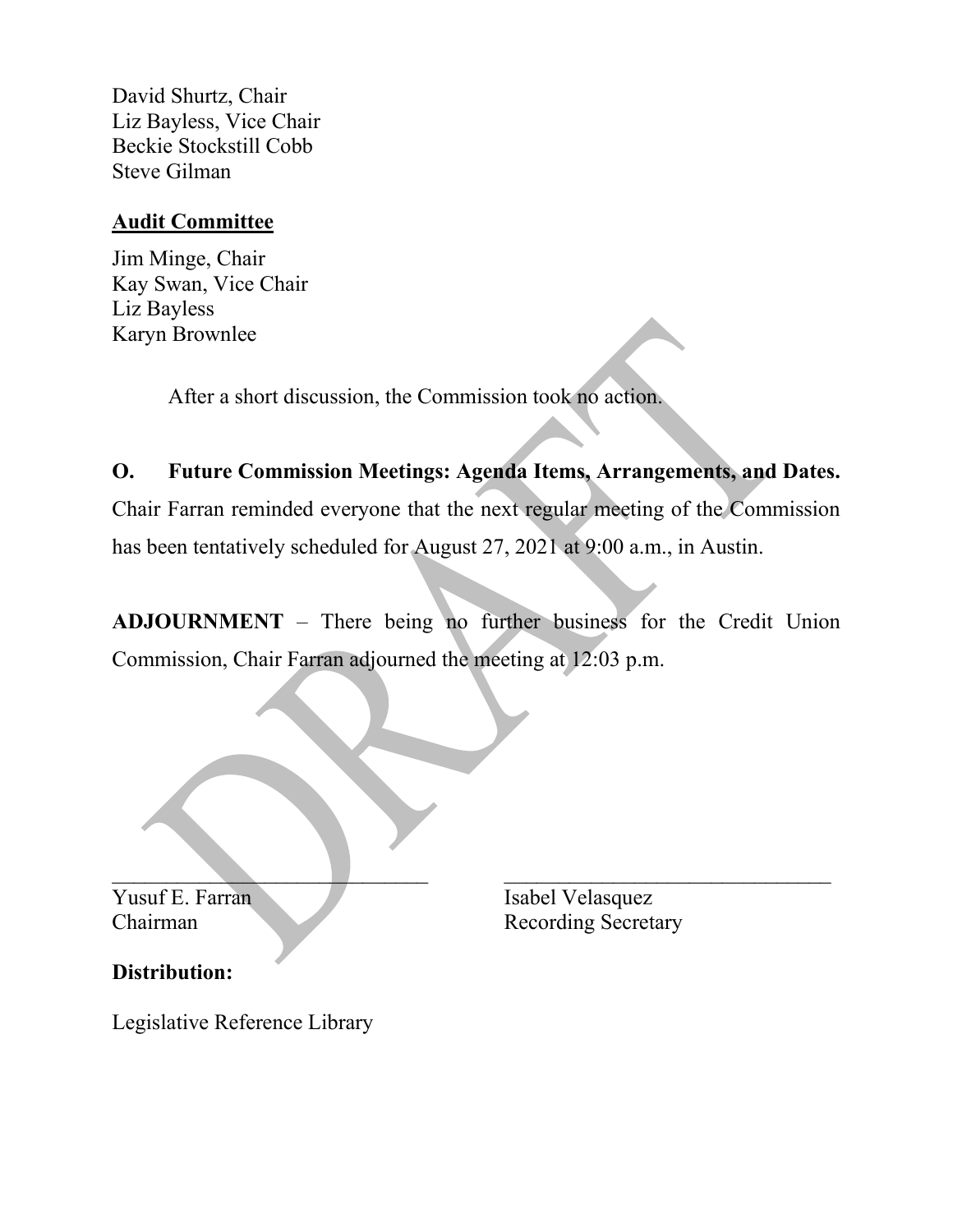David Shurtz, Chair
Liz Bayless, Vice Chair
Beckie Stockstill Cobb
Steve Gilman

**Audit Committee**

Jim Minge, Chair
Kay Swan, Vice Chair
Liz Bayless
Karyn Brownlee

After a short discussion, the Commission took no action.

**O. Future Commission Meetings: Agenda Items, Arrangements, and Dates.** Chair Farran reminded everyone that the next regular meeting of the Commission has been tentatively scheduled for August 27, 2021 at 9:00 a.m., in Austin.

**ADJOURNMENT** – There being no further business for the Credit Union Commission, Chair Farran adjourned the meeting at 12:03 p.m.

| | |
|---|---|
| _______________________________ | _______________________________ |
| Yusuf E. Farran | Isabel Velasquez |
| Chairman | Recording Secretary |

**Distribution:**

Legislative Reference Library